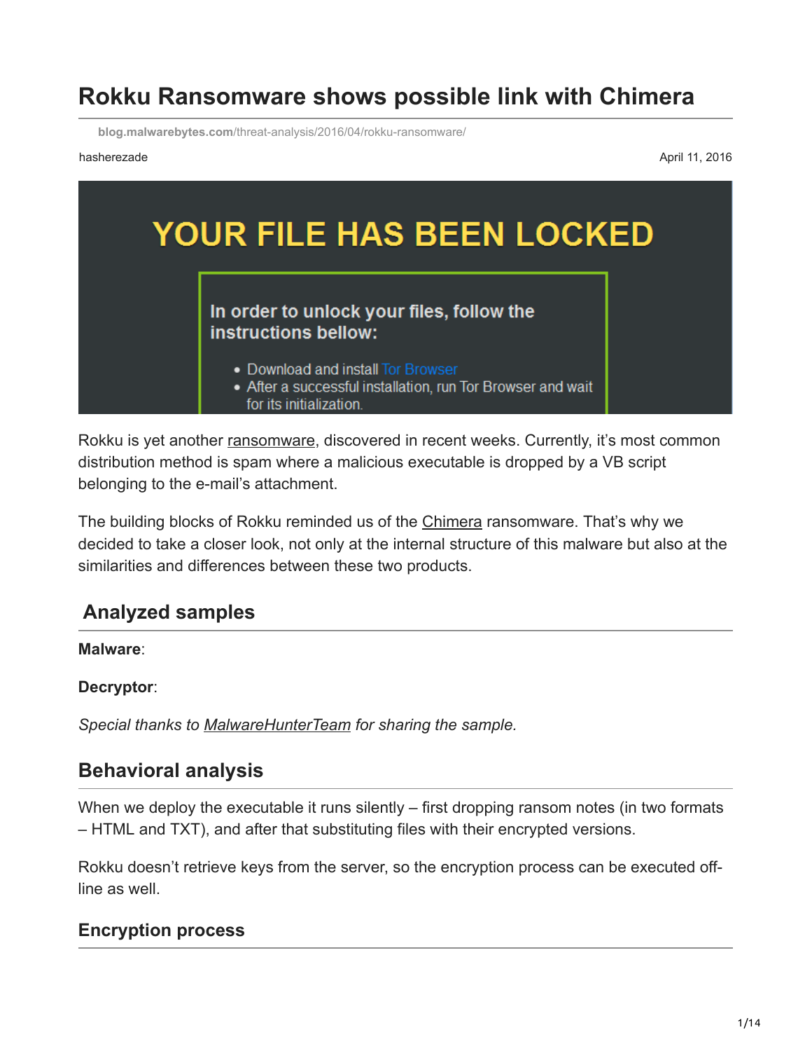# Rokku Ransomware shows possible link with Chimera

blog.malwarebytes.com/threat-analysis/2016/04/rokku-ransomware/

hasherezade

April 11, 2016

Rokku is yet another ransomware, discovered in recent weeks. Currently, it's most common distribution method is spam where a malicious executable is dropped by a VB script belonging to the e-mail's attachment.

The building blocks of Rokku reminded us of the Chimera ransomware. That's why we decided to take a closer look, not only at the internal structure of this malware but also at the similarities and differences between these two products.

## Analyzed samples

**Malware**:

**Decryptor**:

*Special thanks to MalwareHunterTeam for sharing the sample.*

## Behavioral analysis

When we deploy the executable it runs silently – first dropping ransom notes (in two formats – HTML and TXT), and after that substituting files with their encrypted versions.

Rokku doesn't retrieve keys from the server, so the encryption process can be executed off-line as well.

### Encryption process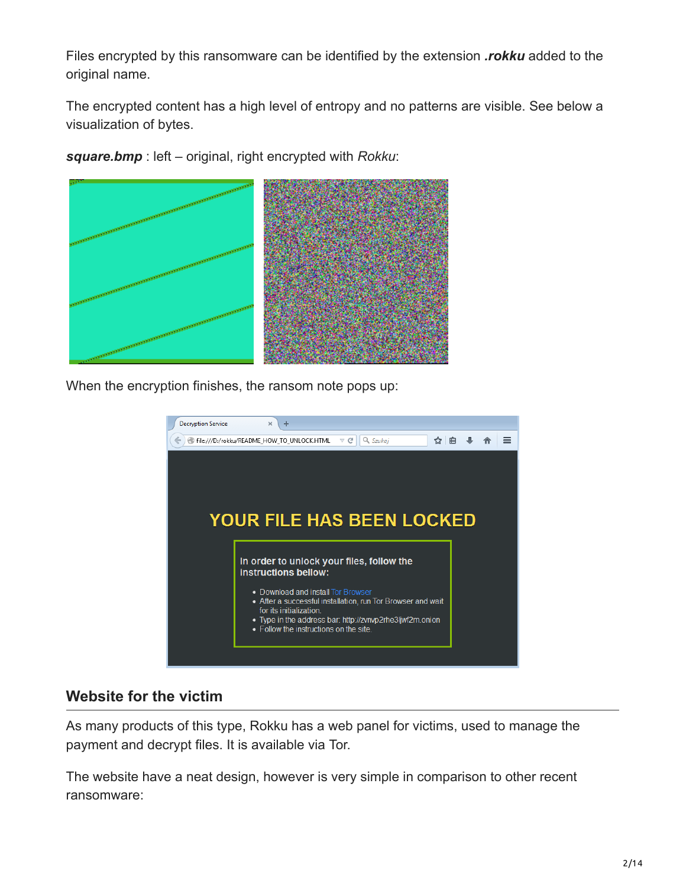Files encrypted by this ransomware can be identified by the extension ***.rokku*** added to the original name.

The encrypted content has a high level of entropy and no patterns are visible. See below a visualization of bytes.

***square.bmp*** : left – original, right encrypted with *Rokku*:

When the encryption finishes, the ransom note pops up:

## Website for the victim

As many products of this type, Rokku has a web panel for victims, used to manage the payment and decrypt files. It is available via Tor.

The website have a neat design, however is very simple in comparison to other recent ransomware: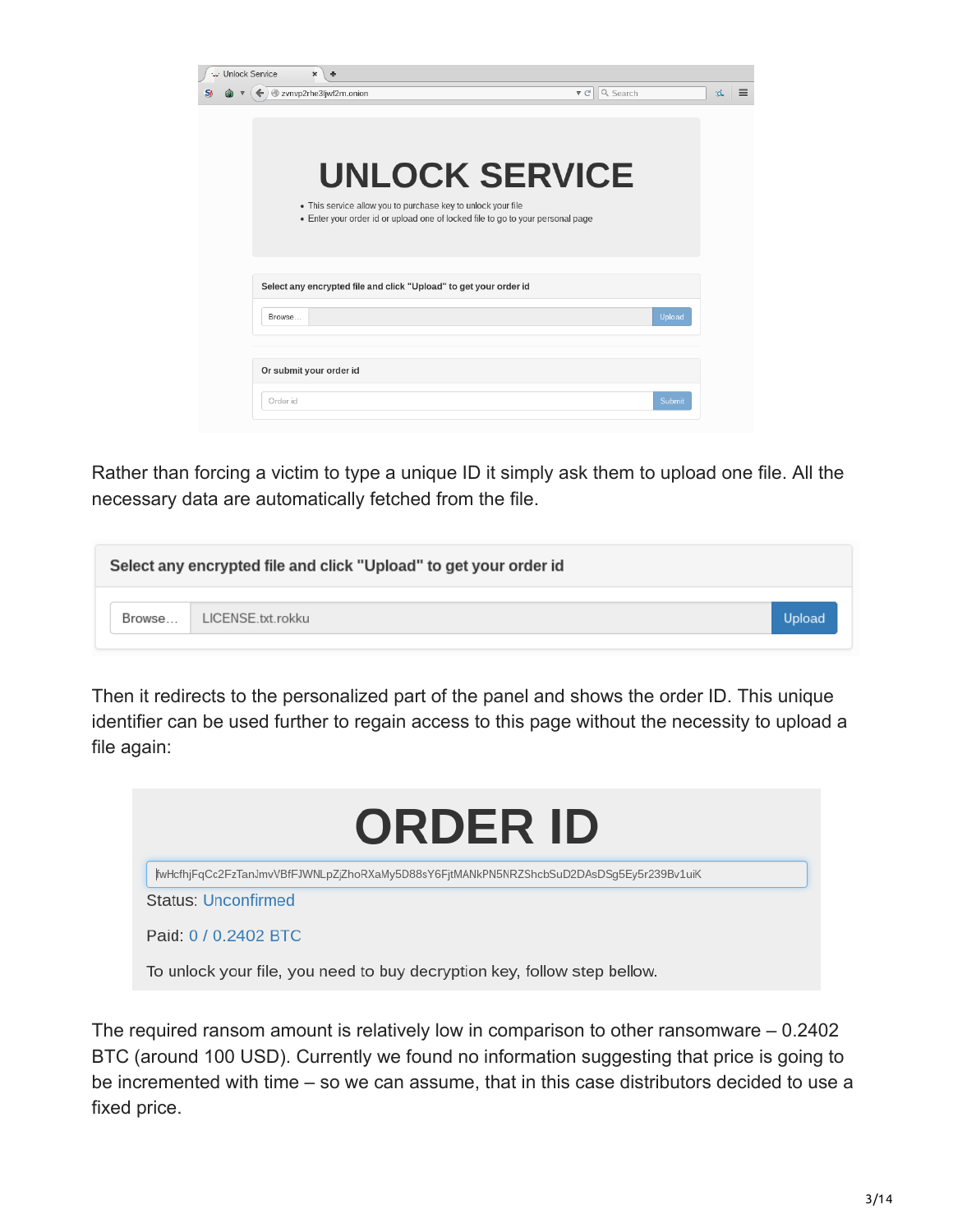UNLOCK SERVICE

- This service allow you to purchase key to unlock your file
- Enter your order id or upload one of locked file to go to your personal page

Select any encrypted file and click "Upload" to get your order id

Browse... Upload

Or submit your order id

Order id Submit

Rather than forcing a victim to type a unique ID it simply ask them to upload one file. All the necessary data are automatically fetched from the file.

Select any encrypted file and click "Upload" to get your order id

Browse... LICENSE.txt.rokku Upload

Then it redirects to the personalized part of the panel and shows the order ID. This unique identifier can be used further to regain access to this page without the necessity to upload a file again:

ORDER ID

fwHcfhjFqCc2FzTanJmvVBfFJWNLpZjZhoRXaMy5D88sY6FjtMANkPN5NRZShcbSuD2DAsDSg5Ey5r239Bv1uiK

Status: Unconfirmed

Paid: 0 / 0.2402 BTC

To unlock your file, you need to buy decryption key, follow step bellow.

The required ransom amount is relatively low in comparison to other ransomware – 0.2402 BTC (around 100 USD). Currently we found no information suggesting that price is going to be incremented with time – so we can assume, that in this case distributors decided to use a fixed price.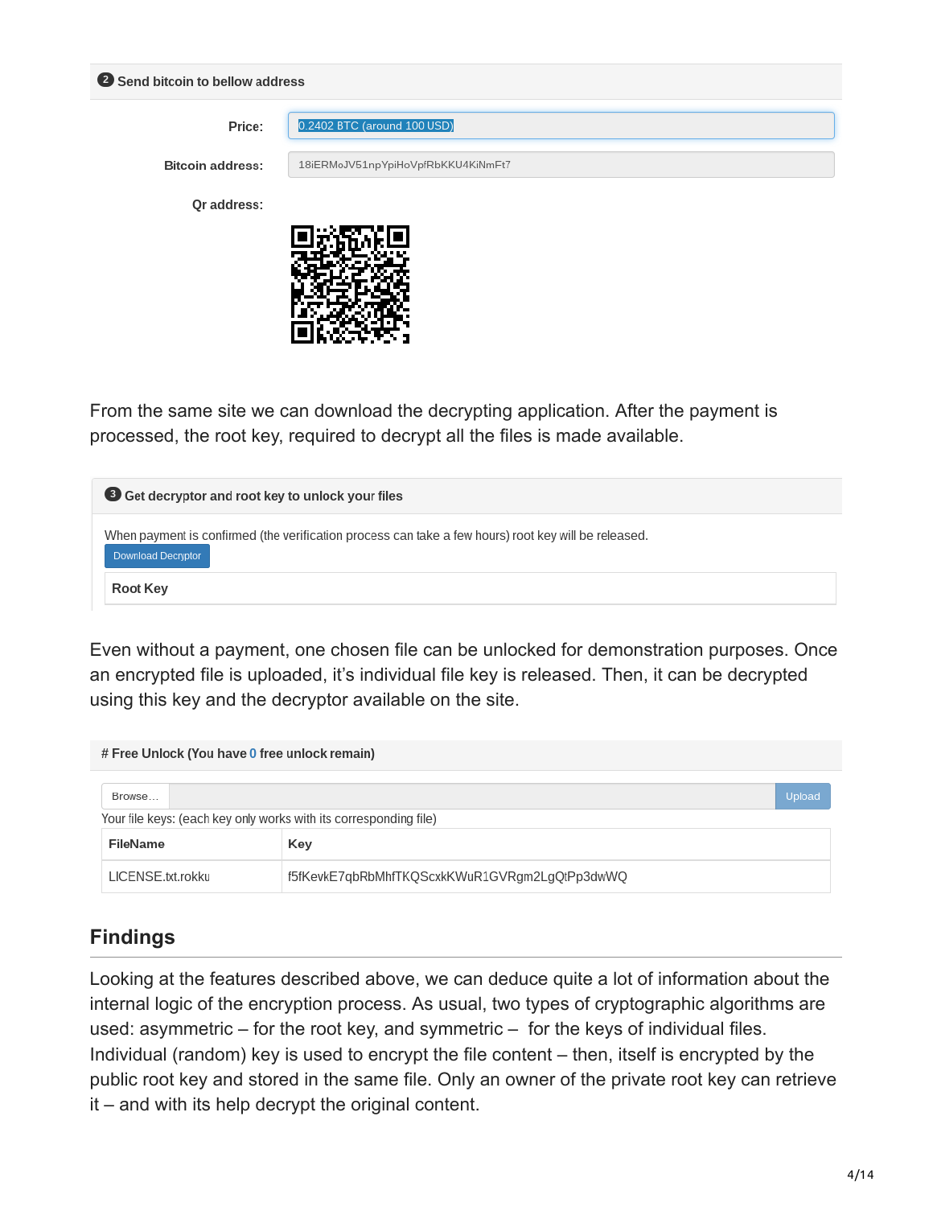**2** Send bitcoin to bellow address

Price: 0.2402 BTC (around 100 USD)

Bitcoin address: 18iERMoJV51npYpiHoVpfRbKKU4KiNmFt7

Qr address:

From the same site we can download the decrypting application. After the payment is processed, the root key, required to decrypt all the files is made available.

**3** Get decryptor and root key to unlock your files

When payment is confirmed (the verification process can take a few hours) root key will be released.

Download Decryptor

**Root Key**

Even without a payment, one chosen file can be unlocked for demonstration purposes. Once an encrypted file is uploaded, it's individual file key is released. Then, it can be decrypted using this key and the decryptor available on the site.

**# Free Unlock (You have 0 free unlock remain)**

Browse… Upload

Your file keys: (each key only works with its corresponding file)

| FileName | Key |
|---|---|
| LICENSE.txt.rokku | f5fKevkE7qbRbMhfTKQScxkKWuR1GVRgm2LgQtPp3dwWQ |

## Findings

Looking at the features described above, we can deduce quite a lot of information about the internal logic of the encryption process. As usual, two types of cryptographic algorithms are used: asymmetric – for the root key, and symmetric – for the keys of individual files. Individual (random) key is used to encrypt the file content – then, itself is encrypted by the public root key and stored in the same file. Only an owner of the private root key can retrieve it – and with its help decrypt the original content.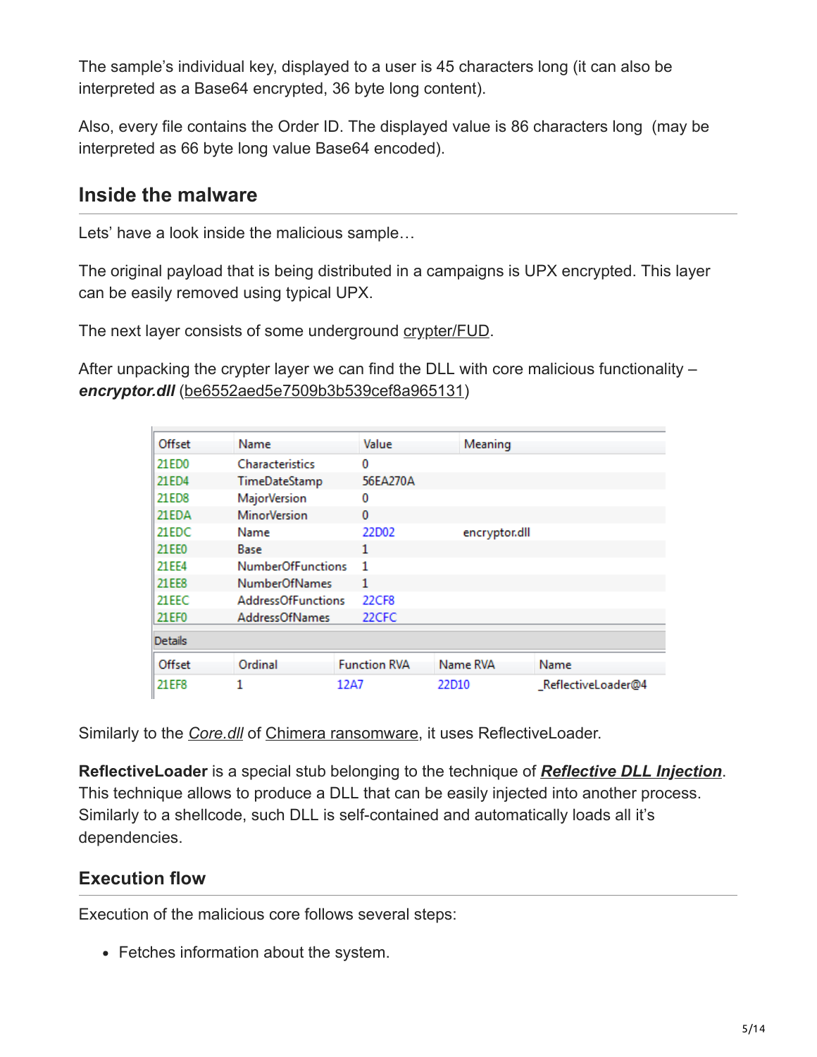The sample's individual key, displayed to a user is 45 characters long (it can also be interpreted as a Base64 encrypted, 36 byte long content).

Also, every file contains the Order ID. The displayed value is 86 characters long  (may be interpreted as 66 byte long value Base64 encoded).

## Inside the malware

Lets' have a look inside the malicious sample…

The original payload that is being distributed in a campaigns is UPX encrypted. This layer can be easily removed using typical UPX.

The next layer consists of some underground crypter/FUD.

After unpacking the crypter layer we can find the DLL with core malicious functionality – ***encryptor.dll*** (be6552aed5e7509b3b539cef8a965131)

| Offset | Name | Value | Meaning |
|---|---|---|---|
| 21ED0 | Characteristics | 0 | |
| 21ED4 | TimeDateStamp | 56EA270A | |
| 21ED8 | MajorVersion | 0 | |
| 21EDA | MinorVersion | 0 | |
| 21EDC | Name | 22D02 | encryptor.dll |
| 21EE0 | Base | 1 | |
| 21EE4 | NumberOfFunctions | 1 | |
| 21EE8 | NumberOfNames | 1 | |
| 21EEC | AddressOfFunctions | 22CF8 | |
| 21EF0 | AddressOfNames | 22CFC | |

Details

| Offset | Ordinal | Function RVA | Name RVA | Name |
|---|---|---|---|---|
| 21EF8 | 1 | 12A7 | 22D10 | _ReflectiveLoader@4 |

Similarly to the *Core.dll* of Chimera ransomware, it uses ReflectiveLoader.

**ReflectiveLoader** is a special stub belonging to the technique of ***Reflective DLL Injection***. This technique allows to produce a DLL that can be easily injected into another process. Similarly to a shellcode, such DLL is self-contained and automatically loads all it's dependencies.

### Execution flow

Execution of the malicious core follows several steps:

- Fetches information about the system.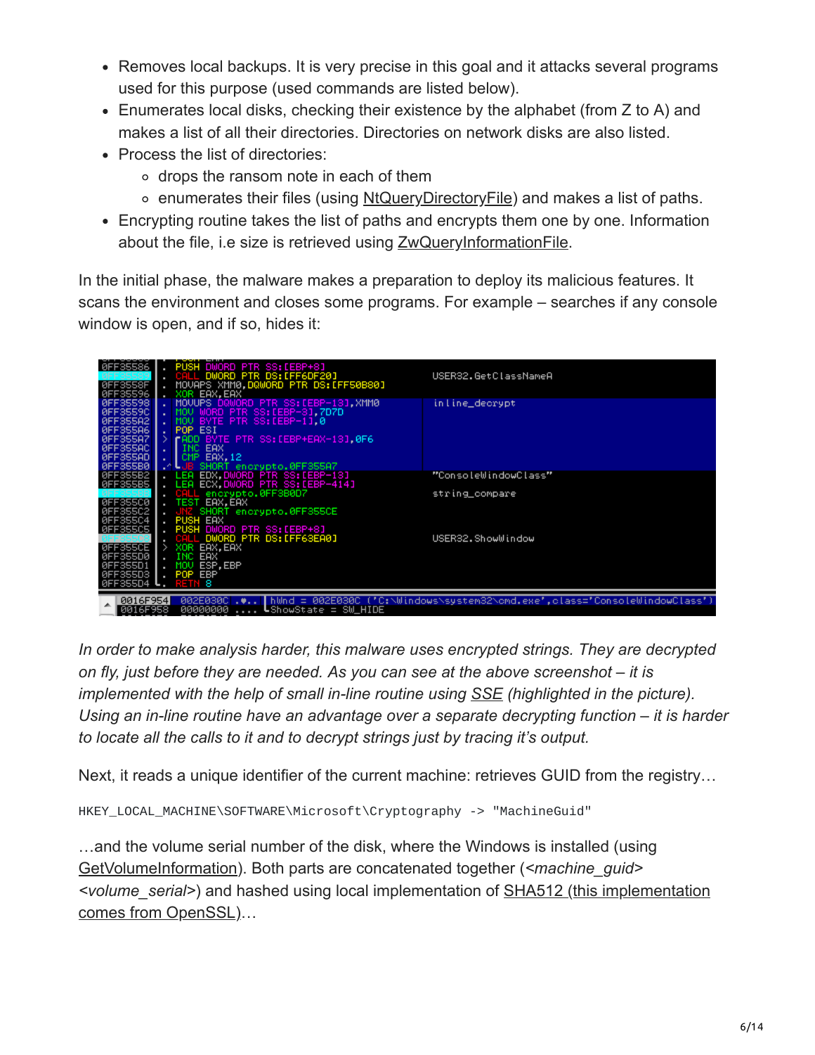- Removes local backups. It is very precise in this goal and it attacks several programs used for this purpose (used commands are listed below).
- Enumerates local disks, checking their existence by the alphabet (from Z to A) and makes a list of all their directories. Directories on network disks are also listed.
- Process the list of directories:
  - drops the ransom note in each of them
  - enumerates their files (using NtQueryDirectoryFile) and makes a list of paths.
- Encrypting routine takes the list of paths and encrypts them one by one. Information about the file, i.e size is retrieved using ZwQueryInformationFile.

In the initial phase, the malware makes a preparation to deploy its malicious features. It scans the environment and closes some programs. For example – searches if any console window is open, and if so, hides it:

```
0FF35586  . PUSH DWORD PTR SS:[EBP+8]
0FF3558?  . CALL DWORD PTR DS:[FF6DF20]                USER32.GetClassNameA
0FF3558F  . MOVAPS XMM0,DQWORD PTR DS:[FF50B80]
0FF35596  . XOR EAX,EAX
0FF35598  . MOVUPS DQWORD PTR SS:[EBP-13],XMM0          inline_decrypt
0FF3559C  . MOV WORD PTR SS:[EBP-3],7D7D
0FF355A2  . MOV BYTE PTR SS:[EBP-1],0
0FF355A6  . POP ESI
0FF355A7  > ADD BYTE PTR SS:[EBP+EAX-13],0F6
0FF355AC  . INC EAX
0FF355AD  . CMP EAX,12
0FF355B0  .^JB SHORT encrypto.0FF355A7
0FF355B2  . LEA EDX,DWORD PTR SS:[EBP-13]              "ConsoleWindowClass"
0FF355B5  . LEA ECX,DWORD PTR SS:[EBP-414]
0FF355??  . CALL encrypto.0FF3B0D7                     string_compare
0FF355C0  . TEST EAX,EAX
0FF355C2  . JNZ SHORT encrypto.0FF355CE
0FF355C4  . PUSH EAX
0FF355C5  . PUSH DWORD PTR SS:[EBP+8]
0FF355??  . CALL DWORD PTR DS:[FF63EA0]                USER32.ShowWindow
0FF355CE  > XOR EAX,EAX
0FF355D0  . INC EAX
0FF355D1  . MOV ESP,EBP
0FF355D3  . POP EBP
0FF355D4  . RETN 8

0016F954  002E030C  hWnd = 002E030C ('C:\Windows\system32\cmd.exe',class='ConsoleWindowClass')
0016F958  00000000  ShowState = SW_HIDE
```

*In order to make analysis harder, this malware uses encrypted strings. They are decrypted on fly, just before they are needed. As you can see at the above screenshot – it is implemented with the help of small in-line routine using SSE (highlighted in the picture). Using an in-line routine have an advantage over a separate decrypting function – it is harder to locate all the calls to it and to decrypt strings just by tracing it's output.*

Next, it reads a unique identifier of the current machine: retrieves GUID from the registry…

```
HKEY_LOCAL_MACHINE\SOFTWARE\Microsoft\Cryptography -> "MachineGuid"
```

…and the volume serial number of the disk, where the Windows is installed (using GetVolumeInformation). Both parts are concatenated together (*<machine_guid>* *<volume_serial>*) and hashed using local implementation of SHA512 (this implementation comes from OpenSSL)…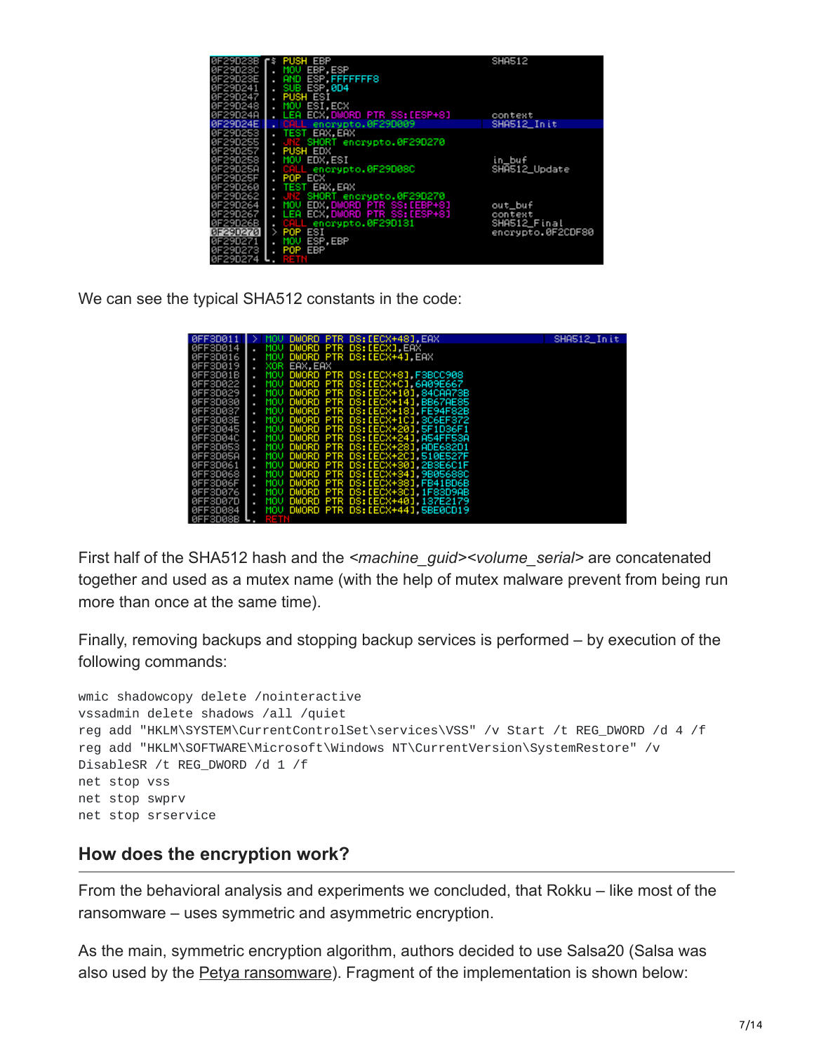```
0F29D23B  PUSH EBP                        SHA512
0F29D23C  MOV EBP,ESP
0F29D23E  AND ESP,FFFFFFF8
0F29D241  SUB ESP,0D4
0F29D247  PUSH ESI
0F29D248  MOV ESI,ECX
0F29D24A  LEA ECX,DWORD PTR SS:[ESP+8]    context
0F29D24E  CALL encrypto.0F29D009          SHA512_Init
0F29D253  TEST EAX,EAX
0F29D255  JNZ SHORT encrypto.0F29D270
0F29D257  PUSH EDX
0F29D258  MOV EDX,ESI                     in_buf
0F29D25A  CALL encrypto.0F29D08C          SHA512_Update
0F29D25F  POP ECX
0F29D260  TEST EAX,EAX
0F29D262  JNZ SHORT encrypto.0F29D270
0F29D264  MOV EDX,DWORD PTR SS:[EBP+8]    out_buf
0F29D267  LEA ECX,DWORD PTR SS:[ESP+8]    context
0F29D26B  CALL encrypto.0F29D131          SHA512_Final
0F29D270  POP ESI                         encrypto.0F2CDF80
0F29D271  MOV ESP,EBP
0F29D273  POP EBP
0F29D274  RETN
```

We can see the typical SHA512 constants in the code:

```
0FF3D011  MOV DWORD PTR DS:[ECX+48],EAX       SHA512_Init
0FF3D014  MOV DWORD PTR DS:[ECX],EAX
0FF3D016  MOV DWORD PTR DS:[ECX+4],EAX
0FF3D019  XOR EAX,EAX
0FF3D01B  MOV DWORD PTR DS:[ECX+8],F3BCC908
0FF3D022  MOV DWORD PTR DS:[ECX+C],6A09E667
0FF3D029  MOV DWORD PTR DS:[ECX+10],84CAA73B
0FF3D030  MOV DWORD PTR DS:[ECX+14],BB67AE85
0FF3D037  MOV DWORD PTR DS:[ECX+18],FE94F82B
0FF3D03E  MOV DWORD PTR DS:[ECX+1C],3C6EF372
0FF3D045  MOV DWORD PTR DS:[ECX+20],5F1D36F1
0FF3D04C  MOV DWORD PTR DS:[ECX+24],A54FF53A
0FF3D053  MOV DWORD PTR DS:[ECX+28],ADE682D1
0FF3D05A  MOV DWORD PTR DS:[ECX+2C],510E527F
0FF3D061  MOV DWORD PTR DS:[ECX+30],2B3E6C1F
0FF3D068  MOV DWORD PTR DS:[ECX+34],9B05688C
0FF3D06F  MOV DWORD PTR DS:[ECX+38],FB41BD6B
0FF3D076  MOV DWORD PTR DS:[ECX+3C],1F83D9AB
0FF3D07D  MOV DWORD PTR DS:[ECX+40],137E2179
0FF3D084  MOV DWORD PTR DS:[ECX+44],5BE0CD19
0FF3D08B  RETN
```

First half of the SHA512 hash and the *<machine_guid><volume_serial>* are concatenated together and used as a mutex name (with the help of mutex malware prevent from being run more than once at the same time).

Finally, removing backups and stopping backup services is performed – by execution of the following commands:

```
wmic shadowcopy delete /nointeractive
vssadmin delete shadows /all /quiet
reg add "HKLM\SYSTEM\CurrentControlSet\services\VSS" /v Start /t REG_DWORD /d 4 /f
reg add "HKLM\SOFTWARE\Microsoft\Windows NT\CurrentVersion\SystemRestore" /v
DisableSR /t REG_DWORD /d 1 /f
net stop vss
net stop swprv
net stop srservice
```

## How does the encryption work?

From the behavioral analysis and experiments we concluded, that Rokku – like most of the ransomware – uses symmetric and asymmetric encryption.

As the main, symmetric encryption algorithm, authors decided to use Salsa20 (Salsa was also used by the Petya ransomware). Fragment of the implementation is shown below: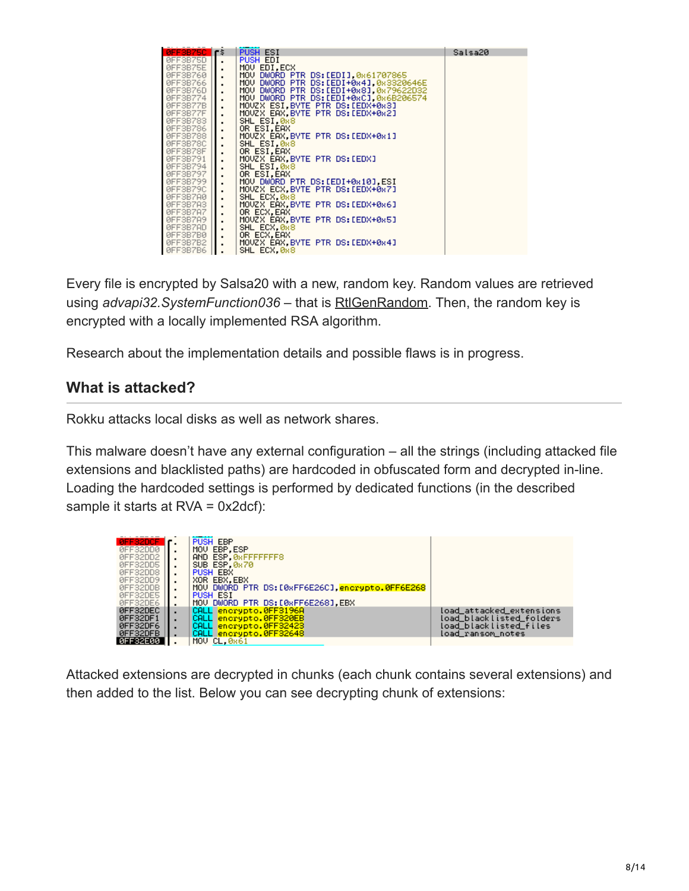```
0FF3B75C  PUSH ESI                                    Salsa20
0FF3B75D  PUSH EDI
0FF3B75E  MOV EDI,ECX
0FF3B760  MOV DWORD PTR DS:[EDI],0x61707865
0FF3B766  MOV DWORD PTR DS:[EDI+0x4],0x3320646E
0FF3B76D  MOV DWORD PTR DS:[EDI+0x8],0x79622D32
0FF3B774  MOV DWORD PTR DS:[EDI+0xC],0x6B206574
0FF3B77B  MOVZX ESI,BYTE PTR DS:[EDX+0x3]
0FF3B77F  MOVZX EAX,BYTE PTR DS:[EDX+0x2]
0FF3B783  SHL ESI,0x8
0FF3B786  OR ESI,EAX
0FF3B788  MOVZX EAX,BYTE PTR DS:[EDX+0x1]
0FF3B78C  SHL ESI,0x8
0FF3B78F  OR ESI,EAX
0FF3B791  MOVZX EAX,BYTE PTR DS:[EDX]
0FF3B794  SHL ESI,0x8
0FF3B797  OR ESI,EAX
0FF3B799  MOV DWORD PTR DS:[EDI+0x10],ESI
0FF3B79C  MOVZX ECX,BYTE PTR DS:[EDX+0x7]
0FF3B7A0  SHL ECX,0x8
0FF3B7A3  MOVZX EAX,BYTE PTR DS:[EDX+0x6]
0FF3B7A7  OR ECX,EAX
0FF3B7A9  MOVZX EAX,BYTE PTR DS:[EDX+0x5]
0FF3B7AD  SHL ECX,0x8
0FF3B7B0  OR ECX,EAX
0FF3B7B2  MOVZX EAX,BYTE PTR DS:[EDX+0x4]
0FF3B7B6  SHL ECX,0x8
```

Every file is encrypted by Salsa20 with a new, random key. Random values are retrieved using *advapi32.SystemFunction036* – that is RtlGenRandom. Then, the random key is encrypted with a locally implemented RSA algorithm.

Research about the implementation details and possible flaws is in progress.

### What is attacked?

Rokku attacks local disks as well as network shares.

This malware doesn't have any external configuration – all the strings (including attacked file extensions and blacklisted paths) are hardcoded in obfuscated form and decrypted in-line. Loading the hardcoded settings is performed by dedicated functions (in the described sample it starts at RVA = 0x2dcf):

```
0FF32DCF  PUSH EBP
0FF32DD0  MOV EBP,ESP
0FF32DD2  AND ESP,0xFFFFFFF8
0FF32DD5  SUB ESP,0x70
0FF32DD8  PUSH EBX
0FF32DD9  XOR EBX,EBX
0FF32DDB  MOV DWORD PTR DS:[0xFF6E26C],encrypto.0FF6E268
0FF32DE5  PUSH ESI
0FF32DE6  MOV DWORD PTR DS:[0xFF6E268],EBX
0FF32DEC  CALL encrypto.0FF3196A                      load_attacked_extensions
0FF32DF1  CALL encrypto.0FF320EB                      load_blacklisted_folders
0FF32DF6  CALL encrypto.0FF32423                      load_blacklisted_files
0FF32DFB  CALL encrypto.0FF32648                      load_ransom_notes
0FF32E00  MOV CL,0x61
```

Attacked extensions are decrypted in chunks (each chunk contains several extensions) and then added to the list. Below you can see decrypting chunk of extensions: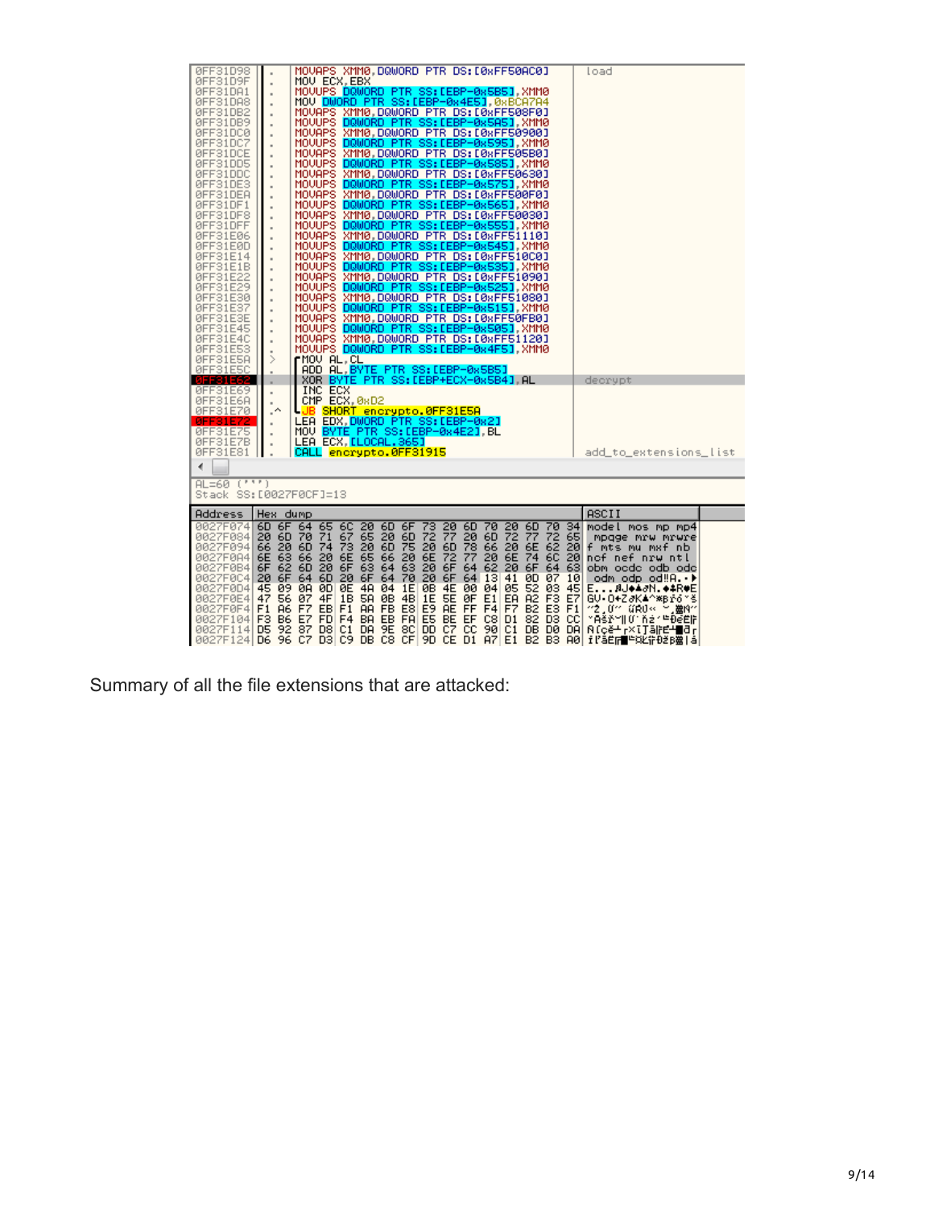```
0FF31D98  .  MOVAPS XMM0,DQWORD PTR DS:[0xFF50AC0]      load
0FF31D9F  .  MOV ECX,EBX
0FF31DA1  .  MOVUPS DQWORD PTR SS:[EBP-0x5B5],XMM0
0FF31DA8  .  MOV DWORD PTR SS:[EBP-0x4E5],0xBCA7A4
0FF31DB2  .  MOVAPS XMM0,DQWORD PTR DS:[0xFF508F0]
0FF31DB9  .  MOVUPS DQWORD PTR SS:[EBP-0x5A5],XMM0
0FF31DC0  .  MOVAPS XMM0,DQWORD PTR DS:[0xFF50900]
0FF31DC7  .  MOVUPS DQWORD PTR SS:[EBP-0x595],XMM0
0FF31DCE  .  MOVAPS XMM0,DQWORD PTR DS:[0xFF505B0]
0FF31DD5  .  MOVUPS DQWORD PTR SS:[EBP-0x585],XMM0
0FF31DDC  .  MOVAPS XMM0,DQWORD PTR DS:[0xFF50630]
0FF31DE3  .  MOVUPS DQWORD PTR SS:[EBP-0x575],XMM0
0FF31DEA  .  MOVAPS XMM0,DQWORD PTR DS:[0xFF500F0]
0FF31DF1  .  MOVUPS DQWORD PTR SS:[EBP-0x565],XMM0
0FF31DF8  .  MOVAPS XMM0,DQWORD PTR DS:[0xFF50030]
0FF31DFF  .  MOVUPS DQWORD PTR SS:[EBP-0x555],XMM0
0FF31E06  .  MOVAPS XMM0,DQWORD PTR DS:[0xFF51110]
0FF31E0D  .  MOVUPS DQWORD PTR SS:[EBP-0x545],XMM0
0FF31E14  .  MOVAPS XMM0,DQWORD PTR DS:[0xFF510C0]
0FF31E1B  .  MOVUPS DQWORD PTR SS:[EBP-0x535],XMM0
0FF31E22  .  MOVAPS XMM0,DQWORD PTR DS:[0xFF51090]
0FF31E29  .  MOVUPS DQWORD PTR SS:[EBP-0x525],XMM0
0FF31E30  .  MOVAPS XMM0,DQWORD PTR DS:[0xFF51080]
0FF31E37  .  MOVUPS DQWORD PTR SS:[EBP-0x515],XMM0
0FF31E3E  .  MOVAPS XMM0,DQWORD PTR DS:[0xFF50FB0]
0FF31E45  .  MOVUPS DQWORD PTR SS:[EBP-0x505],XMM0
0FF31E4C  .  MOVAPS XMM0,DQWORD PTR DS:[0xFF51120]
0FF31E53  .  MOVUPS DQWORD PTR SS:[EBP-0x4F5],XMM0
0FF31E5A  >  MOV AL,CL
0FF31E5C  .  ADD AL,BYTE PTR SS:[EBP-0x5B5]
0FF31E62  .  XOR BYTE PTR SS:[EBP+ECX-0x5B4],AL         decrypt
0FF31E69  .  INC ECX
0FF31E6A  .  CMP ECX,0xD2
0FF31E70  .^ JB SHORT encrypto.0FF31E5A
0FF31E72  .  LEA EDX,DWORD PTR SS:[EBP-0x2]
0FF31E75  .  MOV BYTE PTR SS:[EBP-0x4E2],BL
0FF31E7B  .  LEA ECX,[LOCAL.365]
0FF31E81  .  CALL encrypto.0FF31915                      add_to_extensions_list

AL=60 ('`')
Stack SS:[0027F0CF]=13

Address   Hex dump                                         ASCII
0027F074  6D 6F 64 65 6C 20 6D 6F 73 20 6D 70 20 6D 70 34  model mos mp mp4
0027F084  20 6D 70 71 67 65 20 6D 72 77 20 6D 72 77 72 65   mpqge mrw mrwre
0027F094  66 20 6D 74 73 20 6D 75 20 6D 78 66 20 6E 62 20  f mts mu mxf nb
0027F0A4  6E 63 66 20 6E 65 66 20 6E 72 77 20 6E 74 6C 20  ncf nef nrw ntl
0027F0B4  6F 62 6D 20 6F 63 64 63 20 6F 64 62 20 6F 64 63  obm ocdc odb odc
0027F0C4  20 6F 64 6D 20 6F 64 70 20 6F 64 13 41 0D 07 10   odm odp od!!A.
0027F0D4  45 09 0A 0D 0E 4A 04 1E 0B 4E 00 04 05 52 03 45  E....J....N...R.E
0027F0E4  47 56 07 4F 1B 5A 0B 4B 1E 5E 0F E1 EA A2 F3 E7  GV.O.Z.K.^......
0027F0F4  F1 A6 F7 EB F1 AA FB E8 E9 AE FF F4 F7 B2 E3 F1
0027F104  F3 B6 E7 FD F4 BA EB FA E5 BE EF C8 D1 82 D3 CC
0027F114  D5 92 87 D8 C1 DA 9E 8C DD C7 CC 90 C1 DB D0 DA
0027F124  D6 96 C7 D3 C9 DB C8 CF 9D CE D1 A7 E1 B2 B3 A0
```

Summary of all the file extensions that are attacked: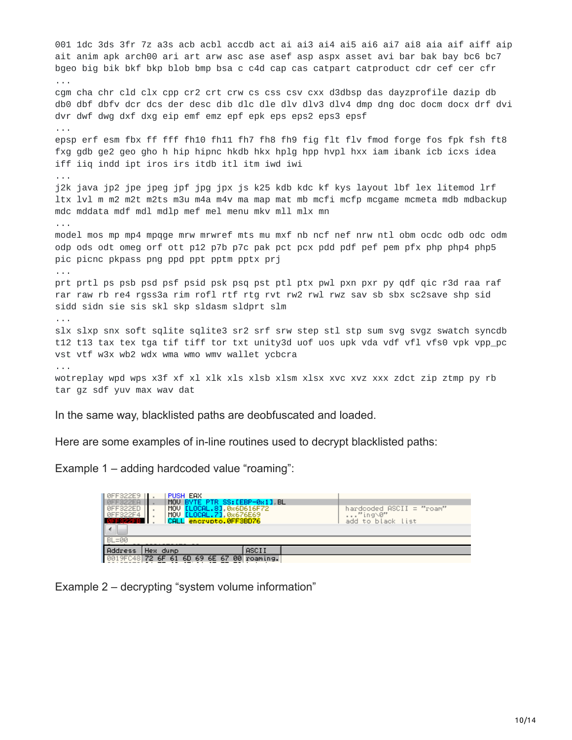```
001 1dc 3ds 3fr 7z a3s acb acbl accdb act ai ai3 ai4 ai5 ai6 ai7 ai8 aia aif aiff aip
ait anim apk arch00 ari art arw asc ase asef asp aspx asset avi bar bak bay bc6 bc7
bgeo big bik bkf bkp blob bmp bsa c c4d cap cas catpart catproduct cdr cef cer cfr
...
cgm cha chr cld clx cpp cr2 crt crw cs css csv cxx d3dbsp das dayzprofile dazip db
db0 dbf dbfv dcr dcs der desc dib dlc dle dlv dlv3 dlv4 dmp dng doc docm docx drf dvi
dvr dwf dwg dxf dxg eip emf emz epf epk eps eps2 eps3 epsf
...
epsp erf esm fbx ff fff fh10 fh11 fh7 fh8 fh9 fig flt flv fmod forge fos fpk fsh ft8
fxg gdb ge2 geo gho h hip hipnc hkdb hkx hplg hpp hvpl hxx iam ibank icb icxs idea
iff iiq indd ipt iros irs itdb itl itm iwd iwi
...
j2k java jp2 jpe jpeg jpf jpg jpx js k25 kdb kdc kf kys layout lbf lex litemod lrf
ltx lvl m m2 m2t m2ts m3u m4a m4v ma map mat mb mcfi mcfp mcgame mcmeta mdb mdbackup
mdc mddata mdf mdl mdlp mef mel menu mkv mll mlx mn
...
model mos mp mp4 mpqge mrw mrwref mts mu mxf nb ncf nef nrw ntl obm ocdc odb odc odm
odp ods odt omeg orf ott p12 p7b p7c pak pct pcx pdd pdf pef pem pfx php php4 php5
pic picnc pkpass png ppd ppt pptm pptx prj
...
prt prtl ps psb psd psf psid psk psq pst ptl ptx pwl pxn pxr py qdf qic r3d raa raf
rar raw rb re4 rgss3a rim rofl rtf rtg rvt rw2 rwl rwz sav sb sbx sc2save shp sid
sidd sidn sie sis skl skp sldasm sldprt slm
...
slx slxp snx soft sqlite sqlite3 sr2 srf srw step stl stp sum svg svgz swatch syncdb
t12 t13 tax tex tga tif tiff tor txt unity3d uof uos upk vda vdf vfl vfs0 vpk vpp_pc
vst vtf w3x wb2 wdx wma wmo wmv wallet ycbcra
...
wotreplay wpd wps x3f xf xl xlk xls xlsb xlsm xlsx xvc xvz xxx zdct zip ztmp py rb
tar gz sdf yuv max wav dat
```

In the same way, blacklisted paths are deobfuscated and loaded.

Here are some examples of in-line routines used to decrypt blacklisted paths:

Example 1 – adding hardcoded value "roaming":

```
0FF322E9   .  PUSH EAX
0FF322EA   .  MOV BYTE PTR SS:[EBP-0x1],BL
0FF322ED   .  MOV [LOCAL.8],0x6D616F72        hardcoded ASCII = "roam"
0FF322F4   .  MOV [LOCAL.7],0x676E69          ..."ing\0"
0FF322FB   .  CALL encrypto.0FF3BD76          add to black list

BL=00

Address   Hex dump                  ASCII
0019FC48  72 6F 61 6D 69 6E 67 00   roaming.
```

Example 2 – decrypting "system volume information"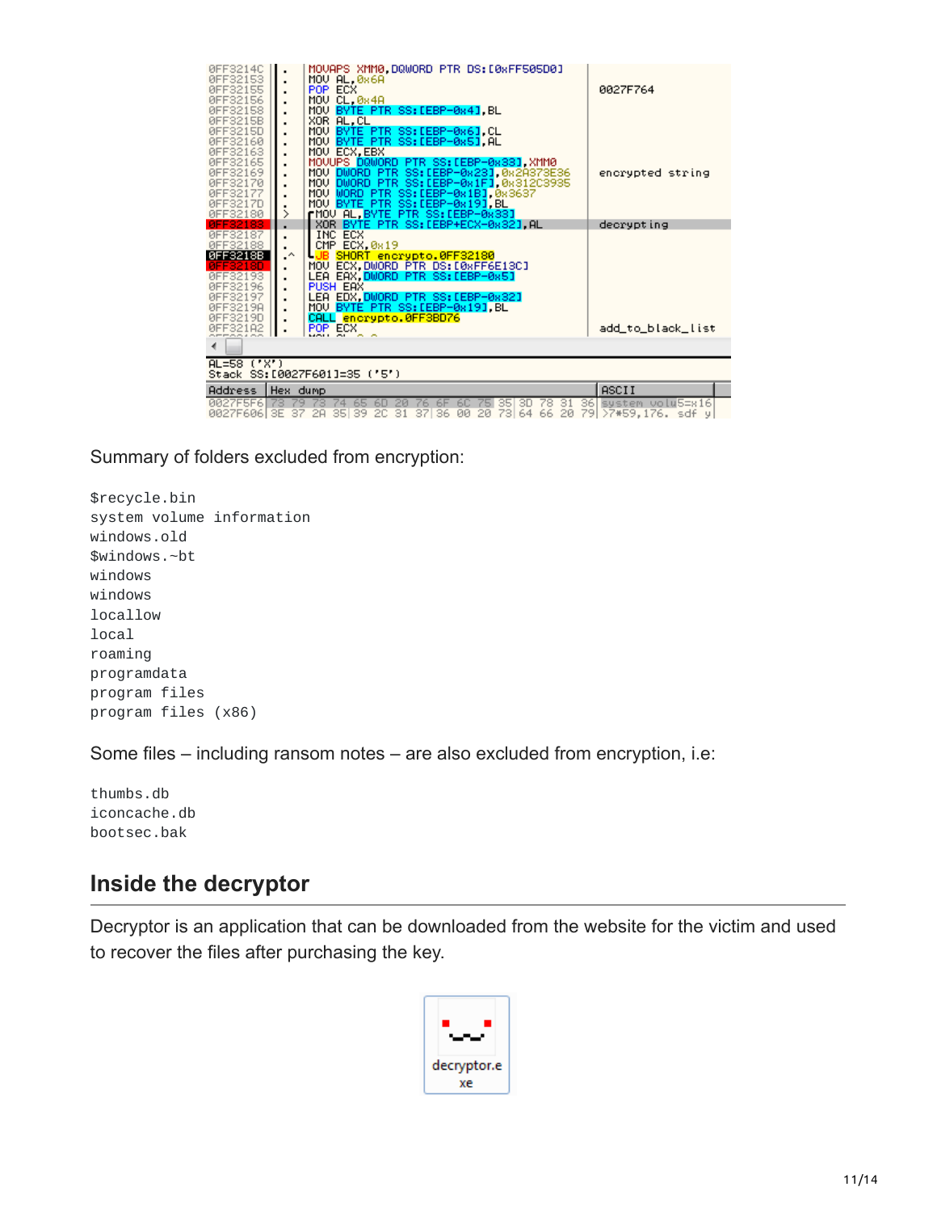Summary of folders excluded from encryption:

```
$recycle.bin
system volume information
windows.old
$windows.~bt
windows
windows
locallow
local
roaming
programdata
program files
program files (x86)
```

Some files – including ransom notes – are also excluded from encryption, i.e:

```
thumbs.db
iconcache.db
bootsec.bak
```

## Inside the decryptor

Decryptor is an application that can be downloaded from the website for the victim and used to recover the files after purchasing the key.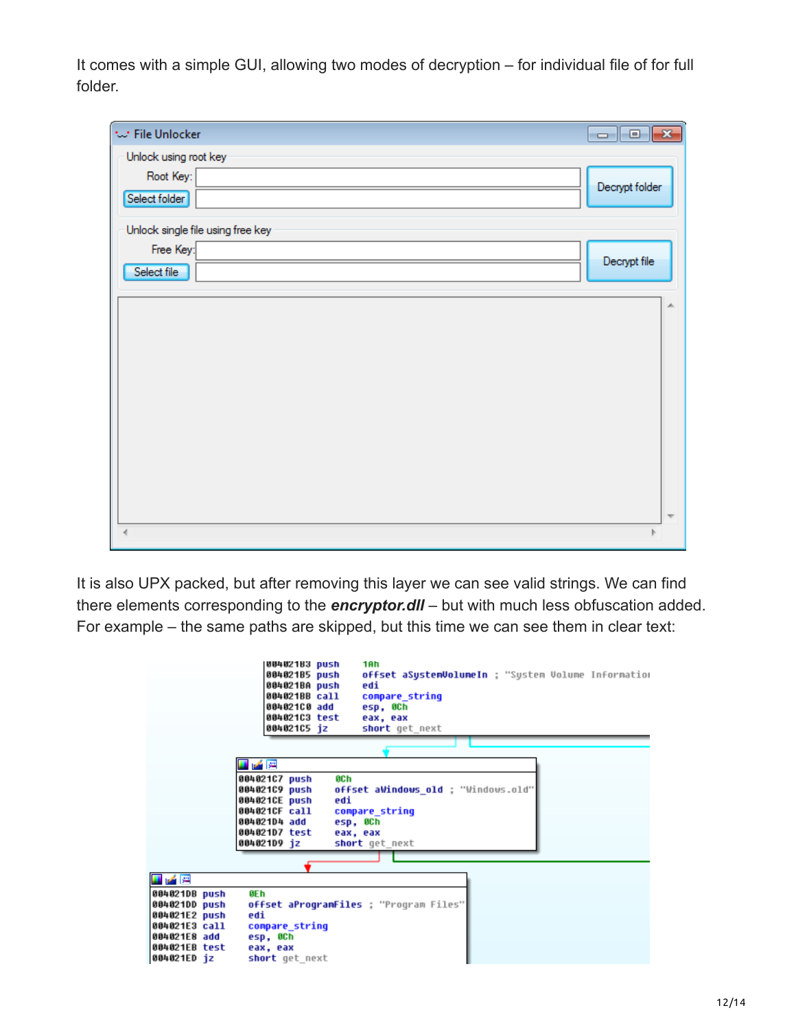It comes with a simple GUI, allowing two modes of decryption – for individual file of for full folder.

It is also UPX packed, but after removing this layer we can see valid strings. We can find there elements corresponding to the ***encryptor.dll*** – but with much less obfuscation added. For example – the same paths are skipped, but this time we can see them in clear text: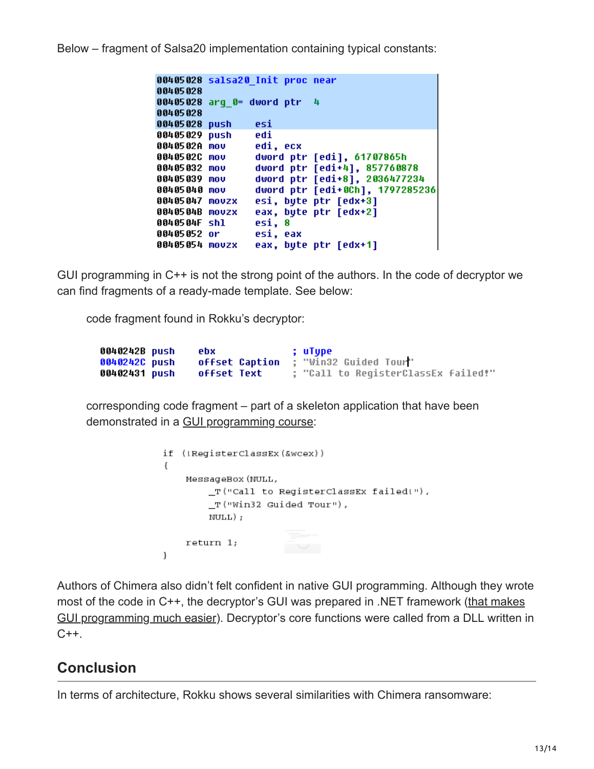Below – fragment of Salsa20 implementation containing typical constants:

```
00405028 salsa20_Init proc near
00405028
00405028 arg_0= dword ptr  4
00405028
00405028 push    esi
00405029 push    edi
0040502A mov     edi, ecx
0040502C mov     dword ptr [edi], 61707865h
00405032 mov     dword ptr [edi+4], 857760878
00405039 mov     dword ptr [edi+8], 2036477234
00405040 mov     dword ptr [edi+0Ch], 1797285236
00405047 movzx   esi, byte ptr [edx+3]
0040504B movzx   eax, byte ptr [edx+2]
0040504F shl     esi, 8
00405052 or      esi, eax
00405054 movzx   eax, byte ptr [edx+1]
```

GUI programming in C++ is not the strong point of the authors. In the code of decryptor we can find fragments of a ready-made template. See below:

code fragment found in Rokku's decryptor:

```
0040242B push    ebx              ; uType
0040242C push    offset Caption   ; "Win32 Guided Tour"
00402431 push    offset Text      ; "Call to RegisterClassEx failed!"
```

corresponding code fragment – part of a skeleton application that have been demonstrated in a GUI programming course:

```
if (!RegisterClassEx(&wcex))
{
    MessageBox(NULL,
        _T("Call to RegisterClassEx failed!"),
        _T("Win32 Guided Tour"),
        NULL);

    return 1;
}
```

Authors of Chimera also didn't felt confident in native GUI programming. Although they wrote most of the code in C++, the decryptor's GUI was prepared in .NET framework (that makes GUI programming much easier). Decryptor's core functions were called from a DLL written in C++.

## Conclusion

In terms of architecture, Rokku shows several similarities with Chimera ransomware: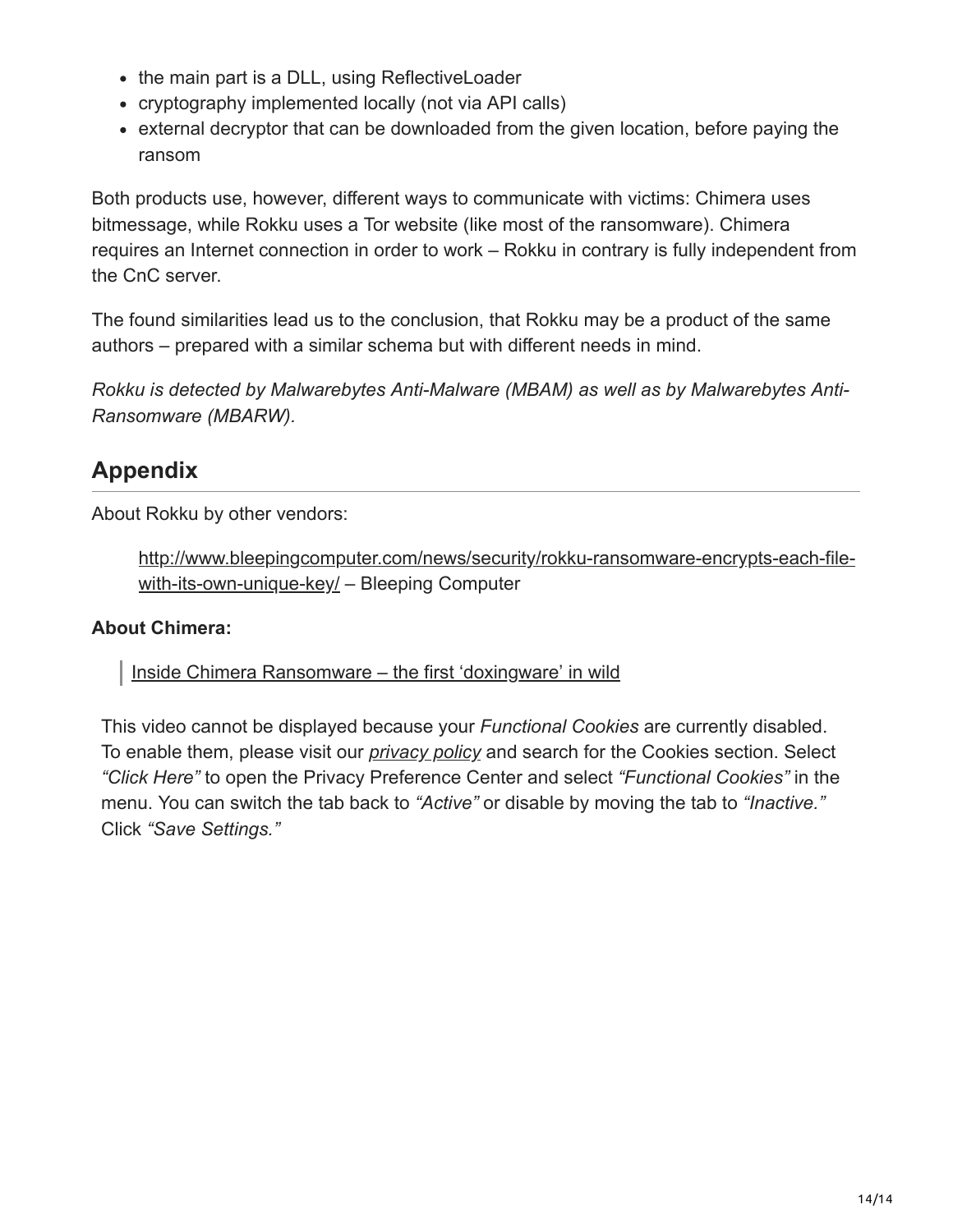- the main part is a DLL, using ReflectiveLoader
- cryptography implemented locally (not via API calls)
- external decryptor that can be downloaded from the given location, before paying the ransom

Both products use, however, different ways to communicate with victims: Chimera uses bitmessage, while Rokku uses a Tor website (like most of the ransomware). Chimera requires an Internet connection in order to work – Rokku in contrary is fully independent from the CnC server.

The found similarities lead us to the conclusion, that Rokku may be a product of the same authors – prepared with a similar schema but with different needs in mind.

*Rokku is detected by Malwarebytes Anti-Malware (MBAM) as well as by Malwarebytes Anti-Ransomware (MBARW).*

## Appendix

About Rokku by other vendors:

> http://www.bleepingcomputer.com/news/security/rokku-ransomware-encrypts-each-file-with-its-own-unique-key/ – Bleeping Computer

**About Chimera:**

> Inside Chimera Ransomware – the first 'doxingware' in wild

This video cannot be displayed because your *Functional Cookies* are currently disabled. To enable them, please visit our *privacy policy* and search for the Cookies section. Select *"Click Here"* to open the Privacy Preference Center and select *"Functional Cookies"* in the menu. You can switch the tab back to *"Active"* or disable by moving the tab to *"Inactive."* Click *"Save Settings."*